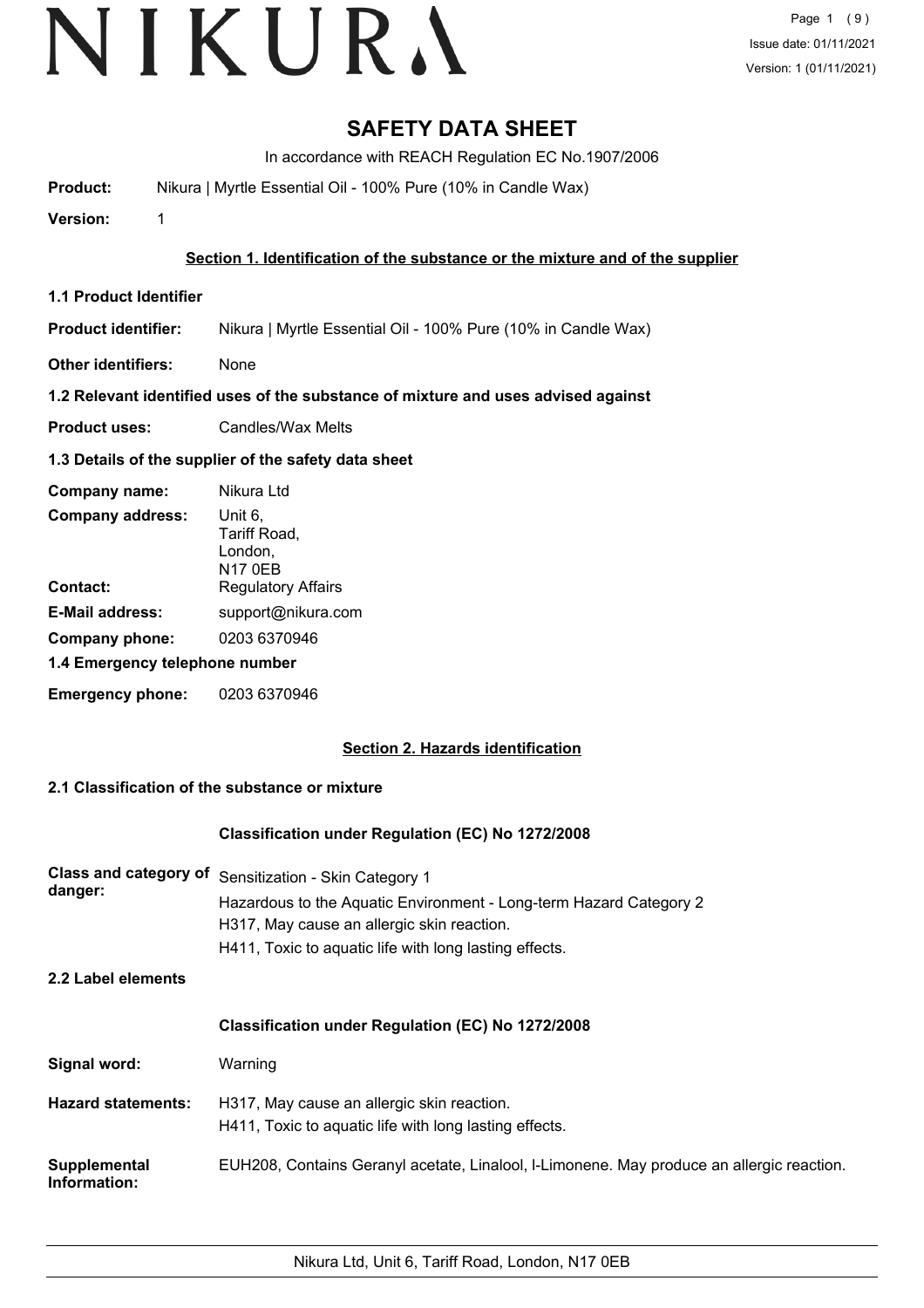# SAFETY DATA SHEET

In accordance with REACH Regulation EC No.1907/2006

**Product:** Nikura | Myrtle Essential Oil - 100% Pure (10% in Candle Wax)

**Version:** 1

## Section 1. Identification of the substance or the mixture and of the supplier

### 1.1 Product Identifier

**Product identifier:** Nikura | Myrtle Essential Oil - 100% Pure (10% in Candle Wax)

**Other identifiers:** None

### 1.2 Relevant identified uses of the substance of mixture and uses advised against

**Product uses:** Candles/Wax Melts

### 1.3 Details of the supplier of the safety data sheet

**Company name:** Nikura Ltd

**Company address:** Unit 6, Tariff Road, London, N17 0EB

**Contact:** Regulatory Affairs

**E-Mail address:** support@nikura.com

**Company phone:** 0203 6370946

### 1.4 Emergency telephone number

**Emergency phone:** 0203 6370946

## Section 2. Hazards identification

### 2.1 Classification of the substance or mixture

**Classification under Regulation (EC) No 1272/2008**

**Class and category of danger:**
Sensitization - Skin Category 1
Hazardous to the Aquatic Environment - Long-term Hazard Category 2
H317, May cause an allergic skin reaction.
H411, Toxic to aquatic life with long lasting effects.

### 2.2 Label elements

**Classification under Regulation (EC) No 1272/2008**

**Signal word:** Warning

**Hazard statements:**
H317, May cause an allergic skin reaction.
H411, Toxic to aquatic life with long lasting effects.

**Supplemental Information:** EUH208, Contains Geranyl acetate, Linalool, l-Limonene. May produce an allergic reaction.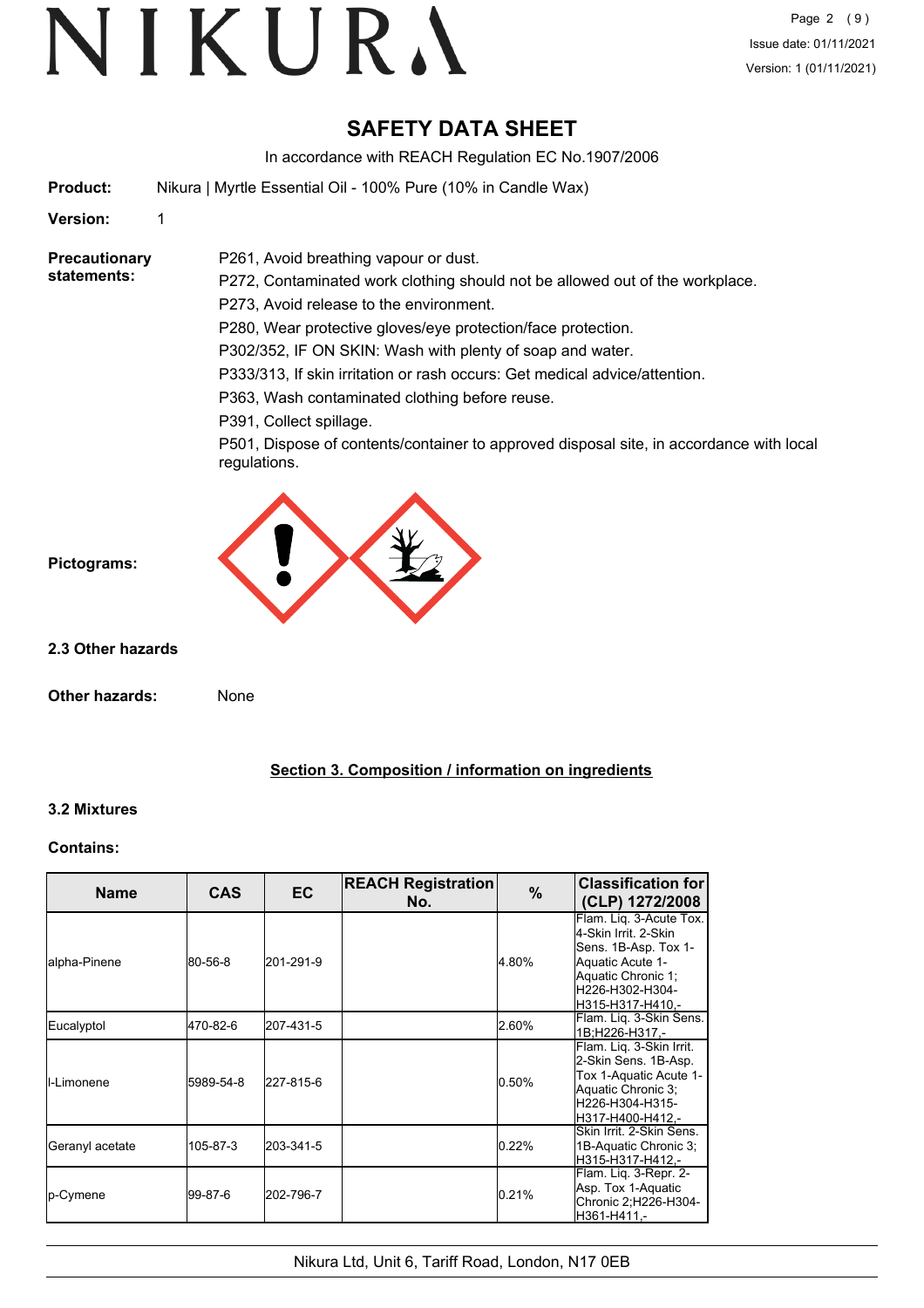# SAFETY DATA SHEET

In accordance with REACH Regulation EC No.1907/2006

**Product:** Nikura | Myrtle Essential Oil - 100% Pure (10% in Candle Wax)

**Version:** 1

**Precautionary statements:**

P261, Avoid breathing vapour or dust.

P272, Contaminated work clothing should not be allowed out of the workplace.

P273, Avoid release to the environment.

P280, Wear protective gloves/eye protection/face protection.

P302/352, IF ON SKIN: Wash with plenty of soap and water.

P333/313, If skin irritation or rash occurs: Get medical advice/attention.

P363, Wash contaminated clothing before reuse.

P391, Collect spillage.

P501, Dispose of contents/container to approved disposal site, in accordance with local regulations.

**Pictograms:**

### 2.3 Other hazards

**Other hazards:** None

## Section 3. Composition / information on ingredients

### 3.2 Mixtures

**Contains:**

| Name | CAS | EC | REACH Registration No. | % | Classification for (CLP) 1272/2008 |
|---|---|---|---|---|---|
| alpha-Pinene | 80-56-8 | 201-291-9 | | 4.80% | Flam. Liq. 3-Acute Tox. 4-Skin Irrit. 2-Skin Sens. 1B-Asp. Tox 1-Aquatic Acute 1-Aquatic Chronic 1;H226-H302-H304-H315-H317-H410,- |
| Eucalyptol | 470-82-6 | 207-431-5 | | 2.60% | Flam. Liq. 3-Skin Sens. 1B;H226-H317,- |
| l-Limonene | 5989-54-8 | 227-815-6 | | 0.50% | Flam. Liq. 3-Skin Irrit. 2-Skin Sens. 1B-Asp. Tox 1-Aquatic Acute 1-Aquatic Chronic 3;H226-H304-H315-H317-H400-H412,- |
| Geranyl acetate | 105-87-3 | 203-341-5 | | 0.22% | Skin Irrit. 2-Skin Sens. 1B-Aquatic Chronic 3;H315-H317-H412,- |
| p-Cymene | 99-87-6 | 202-796-7 | | 0.21% | Flam. Liq. 3-Repr. 2-Asp. Tox 1-Aquatic Chronic 2;H226-H304-H361-H411,- |

Nikura Ltd, Unit 6, Tariff Road, London, N17 0EB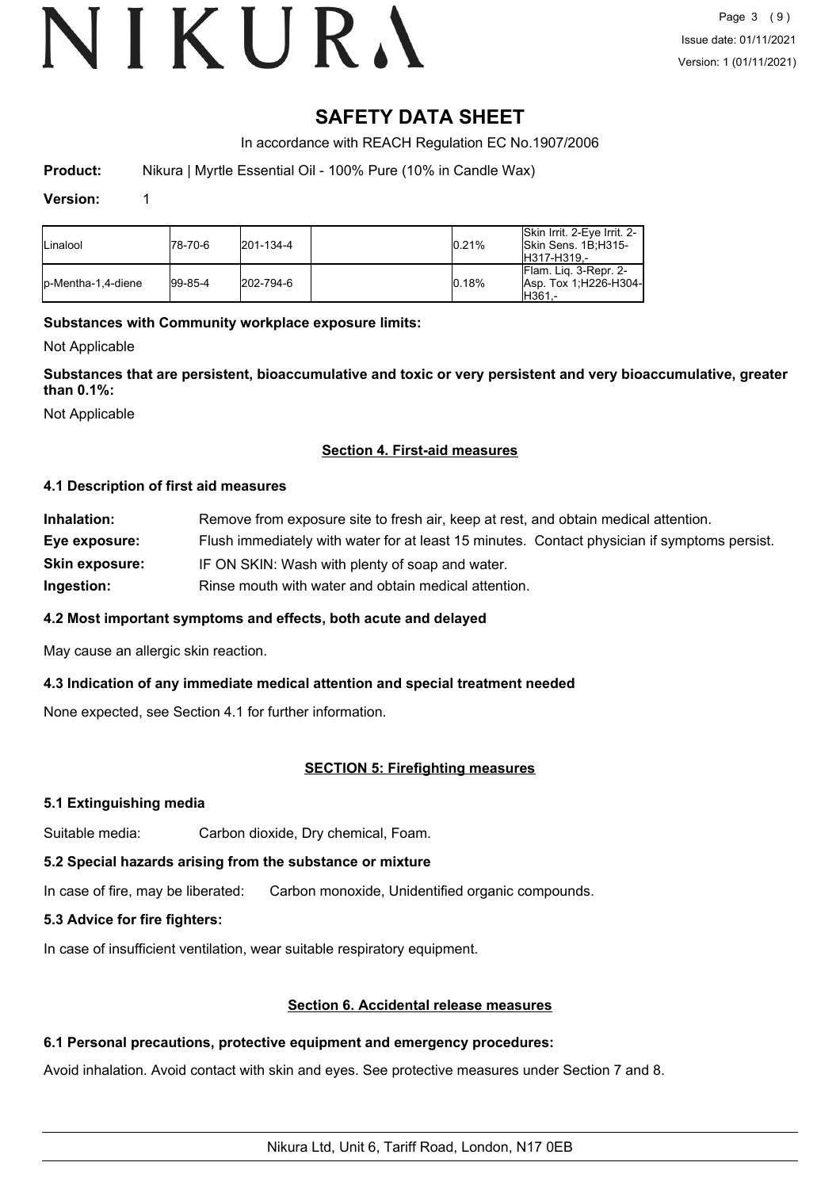# SAFETY DATA SHEET

In accordance with REACH Regulation EC No.1907/2006

**Product:** Nikura | Myrtle Essential Oil - 100% Pure (10% in Candle Wax)

**Version:** 1

| | | | | | |
|---|---|---|---|---|---|
| Linalool | 78-70-6 | 201-134-4 | | 0.21% | Skin Irrit. 2-Eye Irrit. 2-Skin Sens. 1B;H315-H317-H319,- |
| p-Mentha-1,4-diene | 99-85-4 | 202-794-6 | | 0.18% | Flam. Liq. 3-Repr. 2-Asp. Tox 1;H226-H304-H361,- |

**Substances with Community workplace exposure limits:**

Not Applicable

**Substances that are persistent, bioaccumulative and toxic or very persistent and very bioaccumulative, greater than 0.1%:**

Not Applicable

## Section 4. First-aid measures

### 4.1 Description of first aid measures

**Inhalation:** Remove from exposure site to fresh air, keep at rest, and obtain medical attention.

**Eye exposure:** Flush immediately with water for at least 15 minutes. Contact physician if symptoms persist.

**Skin exposure:** IF ON SKIN: Wash with plenty of soap and water.

**Ingestion:** Rinse mouth with water and obtain medical attention.

### 4.2 Most important symptoms and effects, both acute and delayed

May cause an allergic skin reaction.

### 4.3 Indication of any immediate medical attention and special treatment needed

None expected, see Section 4.1 for further information.

## SECTION 5: Firefighting measures

### 5.1 Extinguishing media

Suitable media: Carbon dioxide, Dry chemical, Foam.

### 5.2 Special hazards arising from the substance or mixture

In case of fire, may be liberated: Carbon monoxide, Unidentified organic compounds.

### 5.3 Advice for fire fighters:

In case of insufficient ventilation, wear suitable respiratory equipment.

## Section 6. Accidental release measures

### 6.1 Personal precautions, protective equipment and emergency procedures:

Avoid inhalation. Avoid contact with skin and eyes. See protective measures under Section 7 and 8.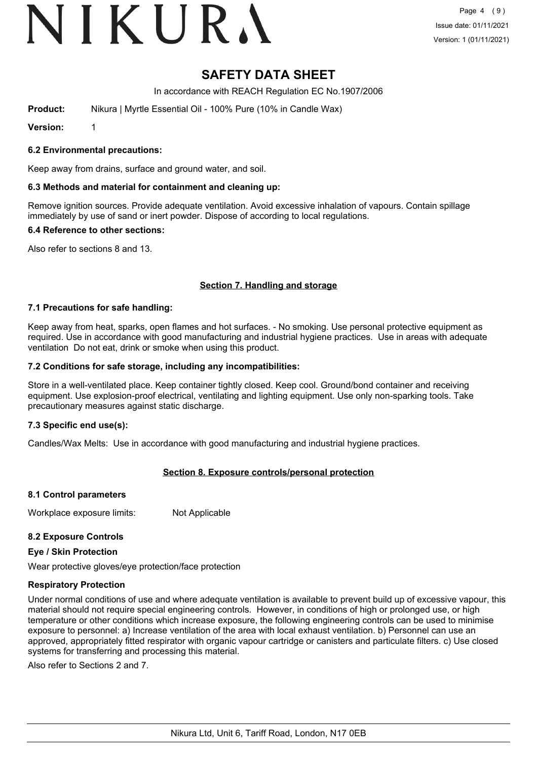# SAFETY DATA SHEET

In accordance with REACH Regulation EC No.1907/2006

**Product:** Nikura | Myrtle Essential Oil - 100% Pure (10% in Candle Wax)

**Version:** 1

### 6.2 Environmental precautions:

Keep away from drains, surface and ground water, and soil.

### 6.3 Methods and material for containment and cleaning up:

Remove ignition sources. Provide adequate ventilation. Avoid excessive inhalation of vapours. Contain spillage immediately by use of sand or inert powder. Dispose of according to local regulations.

### 6.4 Reference to other sections:

Also refer to sections 8 and 13.

## Section 7. Handling and storage

### 7.1 Precautions for safe handling:

Keep away from heat, sparks, open flames and hot surfaces. - No smoking. Use personal protective equipment as required. Use in accordance with good manufacturing and industrial hygiene practices. Use in areas with adequate ventilation Do not eat, drink or smoke when using this product.

### 7.2 Conditions for safe storage, including any incompatibilities:

Store in a well-ventilated place. Keep container tightly closed. Keep cool. Ground/bond container and receiving equipment. Use explosion-proof electrical, ventilating and lighting equipment. Use only non-sparking tools. Take precautionary measures against static discharge.

### 7.3 Specific end use(s):

Candles/Wax Melts: Use in accordance with good manufacturing and industrial hygiene practices.

## Section 8. Exposure controls/personal protection

### 8.1 Control parameters

Workplace exposure limits: Not Applicable

### 8.2 Exposure Controls

#### Eye / Skin Protection

Wear protective gloves/eye protection/face protection

#### Respiratory Protection

Under normal conditions of use and where adequate ventilation is available to prevent build up of excessive vapour, this material should not require special engineering controls. However, in conditions of high or prolonged use, or high temperature or other conditions which increase exposure, the following engineering controls can be used to minimise exposure to personnel: a) Increase ventilation of the area with local exhaust ventilation. b) Personnel can use an approved, appropriately fitted respirator with organic vapour cartridge or canisters and particulate filters. c) Use closed systems for transferring and processing this material.

Also refer to Sections 2 and 7.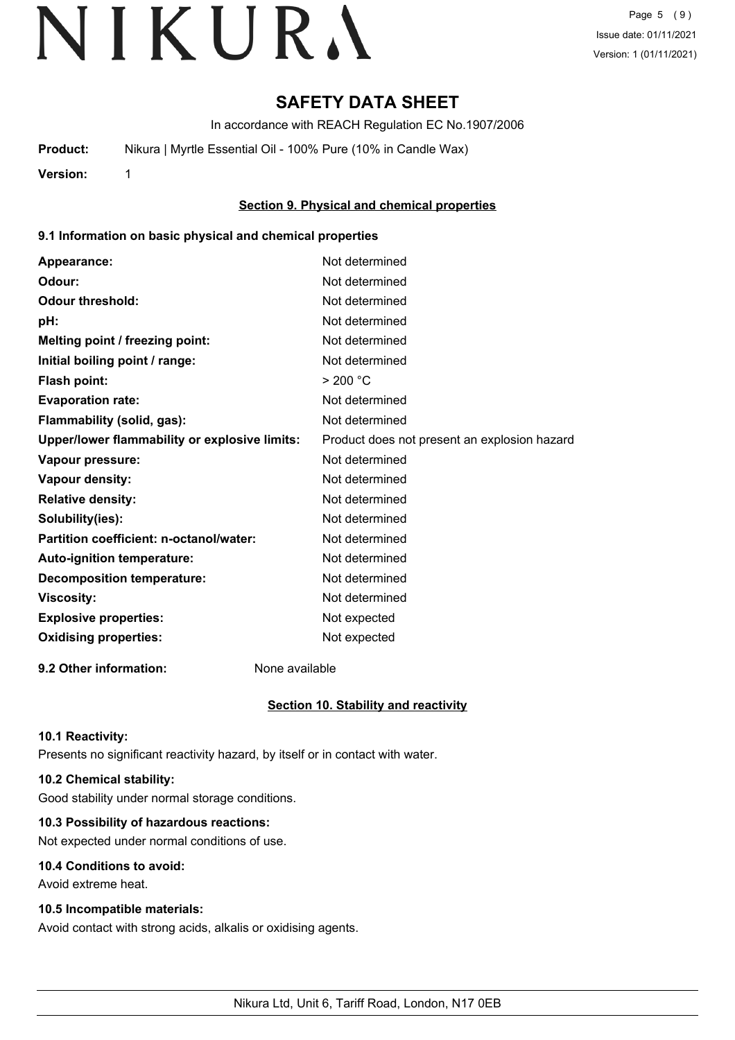# SAFETY DATA SHEET

In accordance with REACH Regulation EC No.1907/2006

**Product:** Nikura | Myrtle Essential Oil - 100% Pure (10% in Candle Wax)

**Version:** 1

## Section 9. Physical and chemical properties

### 9.1 Information on basic physical and chemical properties

| | |
|---|---|
| **Appearance:** | Not determined |
| **Odour:** | Not determined |
| **Odour threshold:** | Not determined |
| **pH:** | Not determined |
| **Melting point / freezing point:** | Not determined |
| **Initial boiling point / range:** | Not determined |
| **Flash point:** | > 200 °C |
| **Evaporation rate:** | Not determined |
| **Flammability (solid, gas):** | Not determined |
| **Upper/lower flammability or explosive limits:** | Product does not present an explosion hazard |
| **Vapour pressure:** | Not determined |
| **Vapour density:** | Not determined |
| **Relative density:** | Not determined |
| **Solubility(ies):** | Not determined |
| **Partition coefficient: n-octanol/water:** | Not determined |
| **Auto-ignition temperature:** | Not determined |
| **Decomposition temperature:** | Not determined |
| **Viscosity:** | Not determined |
| **Explosive properties:** | Not expected |
| **Oxidising properties:** | Not expected |

**9.2 Other information:** None available

## Section 10. Stability and reactivity

### 10.1 Reactivity:

Presents no significant reactivity hazard, by itself or in contact with water.

### 10.2 Chemical stability:

Good stability under normal storage conditions.

### 10.3 Possibility of hazardous reactions:

Not expected under normal conditions of use.

### 10.4 Conditions to avoid:

Avoid extreme heat.

### 10.5 Incompatible materials:

Avoid contact with strong acids, alkalis or oxidising agents.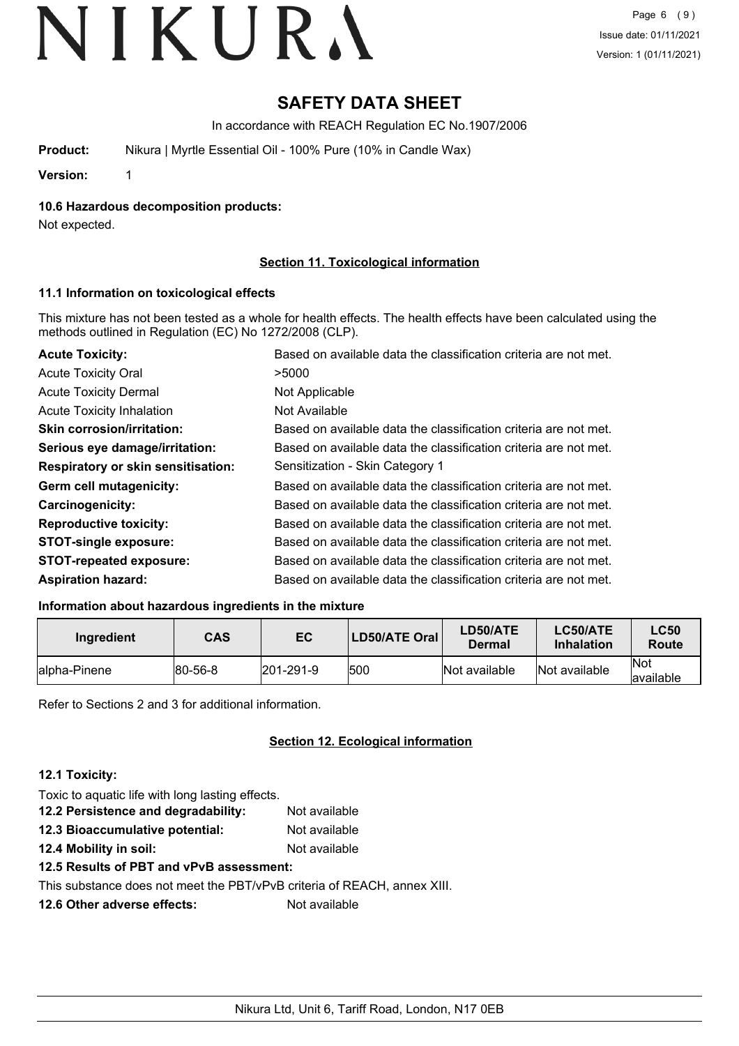# SAFETY DATA SHEET

In accordance with REACH Regulation EC No.1907/2006

**Product:** Nikura | Myrtle Essential Oil - 100% Pure (10% in Candle Wax)

**Version:** 1

### 10.6 Hazardous decomposition products:

Not expected.

## Section 11. Toxicological information

### 11.1 Information on toxicological effects

This mixture has not been tested as a whole for health effects. The health effects have been calculated using the methods outlined in Regulation (EC) No 1272/2008 (CLP).

| | |
|---|---|
| **Acute Toxicity:** | Based on available data the classification criteria are not met. |
| Acute Toxicity Oral | >5000 |
| Acute Toxicity Dermal | Not Applicable |
| Acute Toxicity Inhalation | Not Available |
| **Skin corrosion/irritation:** | Based on available data the classification criteria are not met. |
| **Serious eye damage/irritation:** | Based on available data the classification criteria are not met. |
| **Respiratory or skin sensitisation:** | Sensitization - Skin Category 1 |
| **Germ cell mutagenicity:** | Based on available data the classification criteria are not met. |
| **Carcinogenicity:** | Based on available data the classification criteria are not met. |
| **Reproductive toxicity:** | Based on available data the classification criteria are not met. |
| **STOT-single exposure:** | Based on available data the classification criteria are not met. |
| **STOT-repeated exposure:** | Based on available data the classification criteria are not met. |
| **Aspiration hazard:** | Based on available data the classification criteria are not met. |

### Information about hazardous ingredients in the mixture

| Ingredient | CAS | EC | LD50/ATE Oral | LD50/ATE Dermal | LC50/ATE Inhalation | LC50 Route |
|---|---|---|---|---|---|---|
| alpha-Pinene | 80-56-8 | 201-291-9 | 500 | Not available | Not available | Not available |

Refer to Sections 2 and 3 for additional information.

## Section 12. Ecological information

### 12.1 Toxicity:

Toxic to aquatic life with long lasting effects.

**12.2 Persistence and degradability:** Not available

**12.3 Bioaccumulative potential:** Not available

**12.4 Mobility in soil:** Not available

**12.5 Results of PBT and vPvB assessment:**

This substance does not meet the PBT/vPvB criteria of REACH, annex XIII.

**12.6 Other adverse effects:** Not available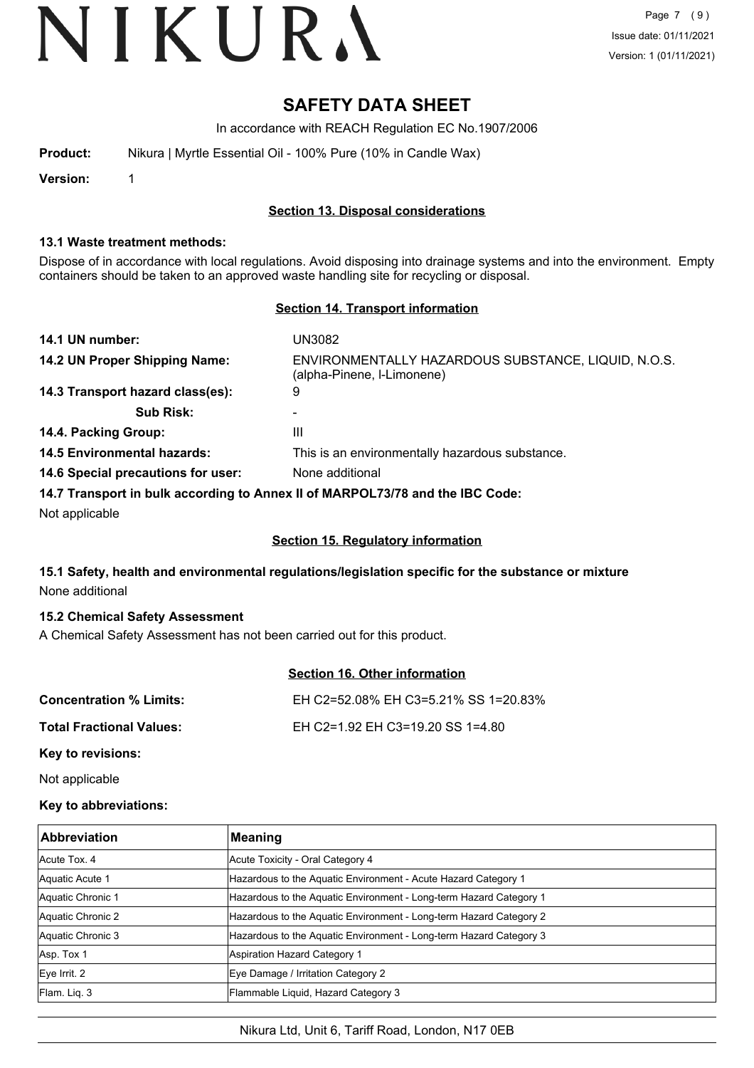# SAFETY DATA SHEET

In accordance with REACH Regulation EC No.1907/2006

**Product:** Nikura | Myrtle Essential Oil - 100% Pure (10% in Candle Wax)

**Version:** 1

## Section 13. Disposal considerations

### 13.1 Waste treatment methods:

Dispose of in accordance with local regulations. Avoid disposing into drainage systems and into the environment. Empty containers should be taken to an approved waste handling site for recycling or disposal.

## Section 14. Transport information

**14.1 UN number:** UN3082

**14.2 UN Proper Shipping Name:** ENVIRONMENTALLY HAZARDOUS SUBSTANCE, LIQUID, N.O.S. (alpha-Pinene, l-Limonene)

**14.3 Transport hazard class(es):** 9

**Sub Risk:** -

**14.4. Packing Group:** III

**14.5 Environmental hazards:** This is an environmentally hazardous substance.

**14.6 Special precautions for user:** None additional

**14.7 Transport in bulk according to Annex II of MARPOL73/78 and the IBC Code:**

Not applicable

## Section 15. Regulatory information

### 15.1 Safety, health and environmental regulations/legislation specific for the substance or mixture

None additional

### 15.2 Chemical Safety Assessment

A Chemical Safety Assessment has not been carried out for this product.

## Section 16. Other information

**Concentration % Limits:** EH C2=52.08% EH C3=5.21% SS 1=20.83%

**Total Fractional Values:** EH C2=1.92 EH C3=19.20 SS 1=4.80

**Key to revisions:**

Not applicable

**Key to abbreviations:**

| Abbreviation | Meaning |
|---|---|
| Acute Tox. 4 | Acute Toxicity - Oral Category 4 |
| Aquatic Acute 1 | Hazardous to the Aquatic Environment - Acute Hazard Category 1 |
| Aquatic Chronic 1 | Hazardous to the Aquatic Environment - Long-term Hazard Category 1 |
| Aquatic Chronic 2 | Hazardous to the Aquatic Environment - Long-term Hazard Category 2 |
| Aquatic Chronic 3 | Hazardous to the Aquatic Environment - Long-term Hazard Category 3 |
| Asp. Tox 1 | Aspiration Hazard Category 1 |
| Eye Irrit. 2 | Eye Damage / Irritation Category 2 |
| Flam. Liq. 3 | Flammable Liquid, Hazard Category 3 |

Nikura Ltd, Unit 6, Tariff Road, London, N17 0EB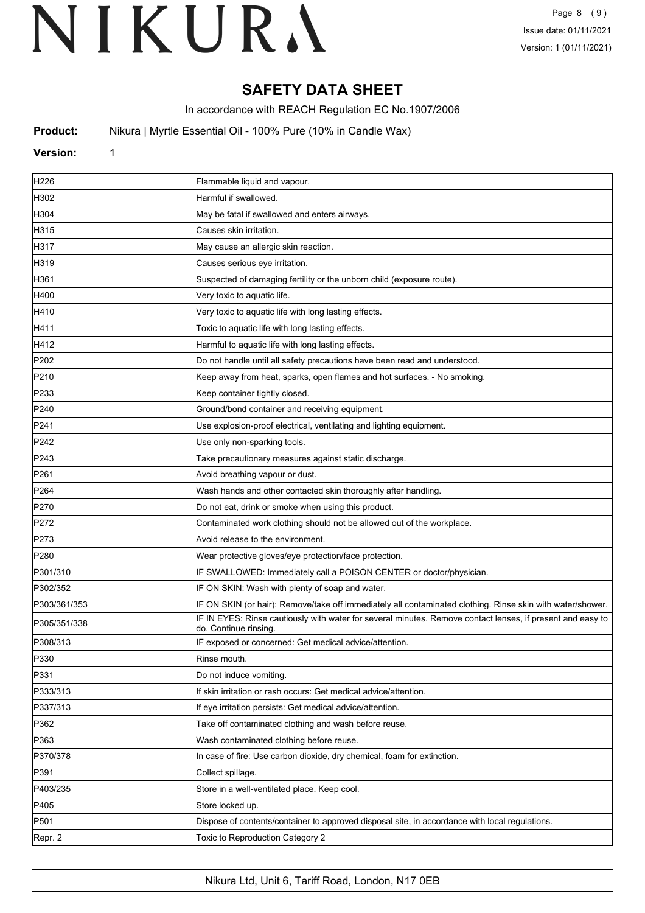# SAFETY DATA SHEET

In accordance with REACH Regulation EC No.1907/2006

**Product:** Nikura | Myrtle Essential Oil - 100% Pure (10% in Candle Wax)

**Version:** 1

| | |
|---|---|
| H226 | Flammable liquid and vapour. |
| H302 | Harmful if swallowed. |
| H304 | May be fatal if swallowed and enters airways. |
| H315 | Causes skin irritation. |
| H317 | May cause an allergic skin reaction. |
| H319 | Causes serious eye irritation. |
| H361 | Suspected of damaging fertility or the unborn child (exposure route). |
| H400 | Very toxic to aquatic life. |
| H410 | Very toxic to aquatic life with long lasting effects. |
| H411 | Toxic to aquatic life with long lasting effects. |
| H412 | Harmful to aquatic life with long lasting effects. |
| P202 | Do not handle until all safety precautions have been read and understood. |
| P210 | Keep away from heat, sparks, open flames and hot surfaces. - No smoking. |
| P233 | Keep container tightly closed. |
| P240 | Ground/bond container and receiving equipment. |
| P241 | Use explosion-proof electrical, ventilating and lighting equipment. |
| P242 | Use only non-sparking tools. |
| P243 | Take precautionary measures against static discharge. |
| P261 | Avoid breathing vapour or dust. |
| P264 | Wash hands and other contacted skin thoroughly after handling. |
| P270 | Do not eat, drink or smoke when using this product. |
| P272 | Contaminated work clothing should not be allowed out of the workplace. |
| P273 | Avoid release to the environment. |
| P280 | Wear protective gloves/eye protection/face protection. |
| P301/310 | IF SWALLOWED: Immediately call a POISON CENTER or doctor/physician. |
| P302/352 | IF ON SKIN: Wash with plenty of soap and water. |
| P303/361/353 | IF ON SKIN (or hair): Remove/take off immediately all contaminated clothing. Rinse skin with water/shower. |
| P305/351/338 | IF IN EYES: Rinse cautiously with water for several minutes. Remove contact lenses, if present and easy to do. Continue rinsing. |
| P308/313 | IF exposed or concerned: Get medical advice/attention. |
| P330 | Rinse mouth. |
| P331 | Do not induce vomiting. |
| P333/313 | If skin irritation or rash occurs: Get medical advice/attention. |
| P337/313 | If eye irritation persists: Get medical advice/attention. |
| P362 | Take off contaminated clothing and wash before reuse. |
| P363 | Wash contaminated clothing before reuse. |
| P370/378 | In case of fire: Use carbon dioxide, dry chemical, foam for extinction. |
| P391 | Collect spillage. |
| P403/235 | Store in a well-ventilated place. Keep cool. |
| P405 | Store locked up. |
| P501 | Dispose of contents/container to approved disposal site, in accordance with local regulations. |
| Repr. 2 | Toxic to Reproduction Category 2 |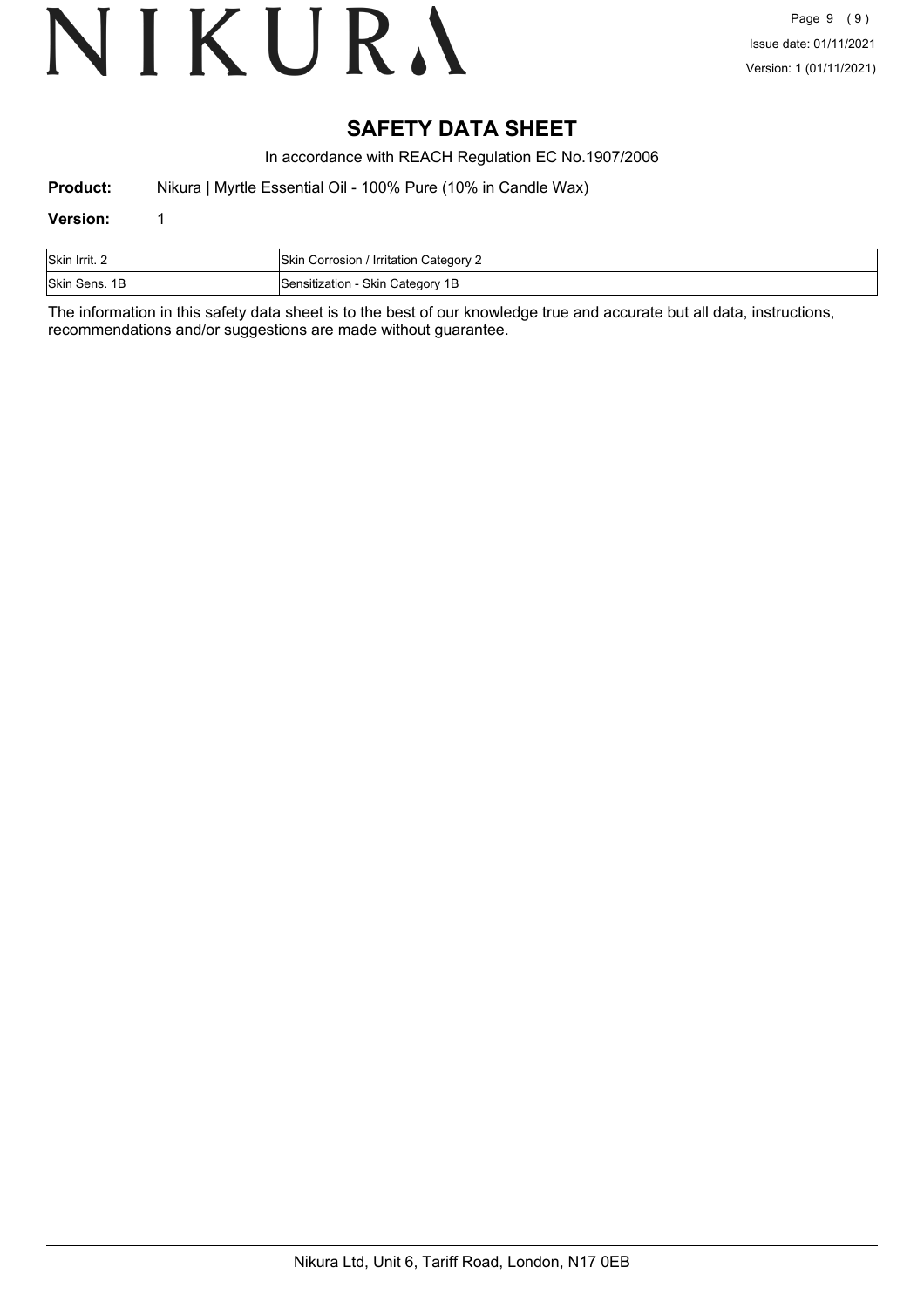## SAFETY DATA SHEET

In accordance with REACH Regulation EC No.1907/2006

**Product:** Nikura | Myrtle Essential Oil - 100% Pure (10% in Candle Wax)

**Version:** 1

| | |
|---|---|
| Skin Irrit. 2 | Skin Corrosion / Irritation Category 2 |
| Skin Sens. 1B | Sensitization - Skin Category 1B |

The information in this safety data sheet is to the best of our knowledge true and accurate but all data, instructions, recommendations and/or suggestions are made without guarantee.